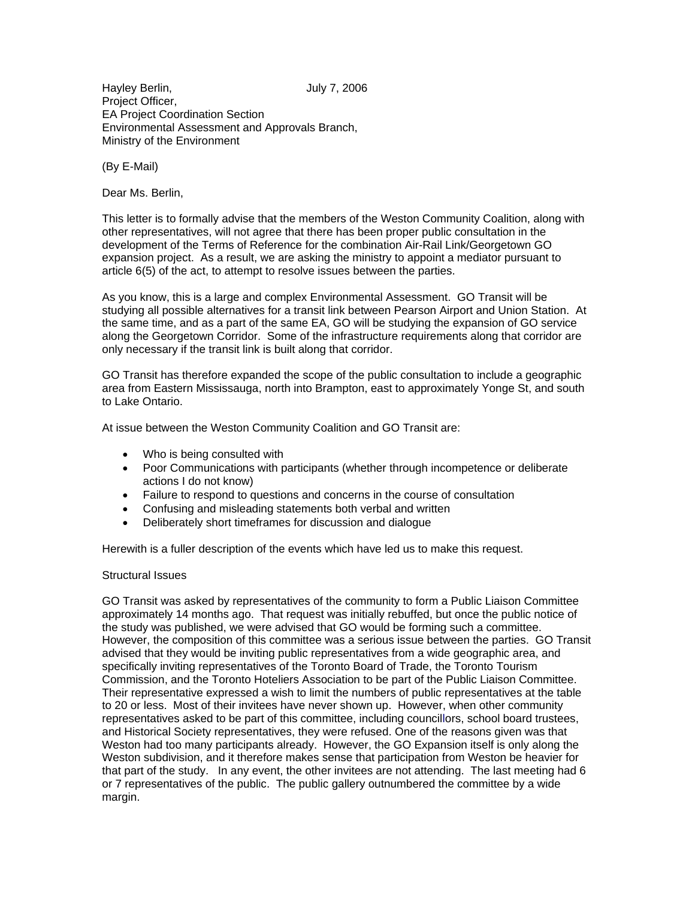Hayley Berlin, July 7, 2006
Project Officer,
EA Project Coordination Section
Environmental Assessment and Approvals Branch,
Ministry of the Environment

(By E-Mail)

Dear Ms. Berlin,

This letter is to formally advise that the members of the Weston Community Coalition, along with other representatives, will not agree that there has been proper public consultation in the development of the Terms of Reference for the combination Air-Rail Link/Georgetown GO expansion project. As a result, we are asking the ministry to appoint a mediator pursuant to article 6(5) of the act, to attempt to resolve issues between the parties.

As you know, this is a large and complex Environmental Assessment. GO Transit will be studying all possible alternatives for a transit link between Pearson Airport and Union Station. At the same time, and as a part of the same EA, GO will be studying the expansion of GO service along the Georgetown Corridor. Some of the infrastructure requirements along that corridor are only necessary if the transit link is built along that corridor.

GO Transit has therefore expanded the scope of the public consultation to include a geographic area from Eastern Mississauga, north into Brampton, east to approximately Yonge St, and south to Lake Ontario.

At issue between the Weston Community Coalition and GO Transit are:

- Who is being consulted with
- Poor Communications with participants (whether through incompetence or deliberate actions I do not know)
- Failure to respond to questions and concerns in the course of consultation
- Confusing and misleading statements both verbal and written
- Deliberately short timeframes for discussion and dialogue

Herewith is a fuller description of the events which have led us to make this request.

Structural Issues

GO Transit was asked by representatives of the community to form a Public Liaison Committee approximately 14 months ago. That request was initially rebuffed, but once the public notice of the study was published, we were advised that GO would be forming such a committee. However, the composition of this committee was a serious issue between the parties. GO Transit advised that they would be inviting public representatives from a wide geographic area, and specifically inviting representatives of the Toronto Board of Trade, the Toronto Tourism Commission, and the Toronto Hoteliers Association to be part of the Public Liaison Committee. Their representative expressed a wish to limit the numbers of public representatives at the table to 20 or less. Most of their invitees have never shown up. However, when other community representatives asked to be part of this committee, including councillors, school board trustees, and Historical Society representatives, they were refused. One of the reasons given was that Weston had too many participants already. However, the GO Expansion itself is only along the Weston subdivision, and it therefore makes sense that participation from Weston be heavier for that part of the study. In any event, the other invitees are not attending. The last meeting had 6 or 7 representatives of the public. The public gallery outnumbered the committee by a wide margin.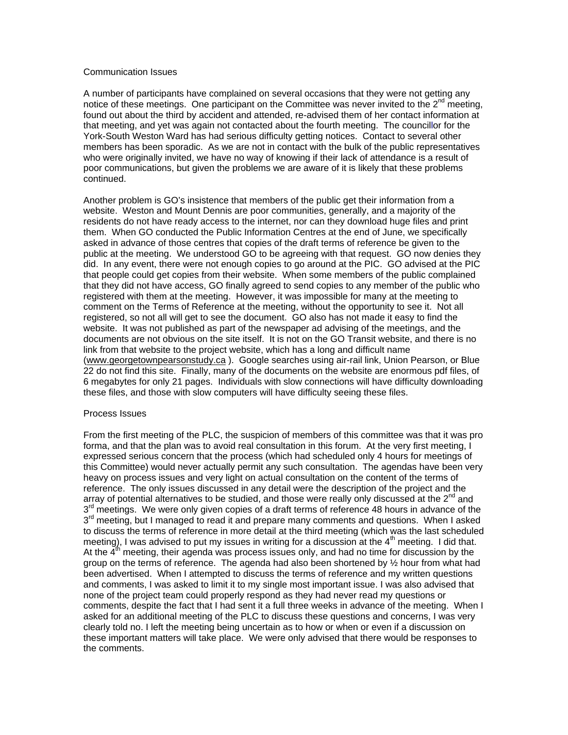## Communication Issues

A number of participants have complained on several occasions that they were not getting any notice of these meetings. One participant on the Committee was never invited to the 2nd meeting, found out about the third by accident and attended, re-advised them of her contact information at that meeting, and yet was again not contacted about the fourth meeting. The councillor for the York-South Weston Ward has had serious difficulty getting notices. Contact to several other members has been sporadic. As we are not in contact with the bulk of the public representatives who were originally invited, we have no way of knowing if their lack of attendance is a result of poor communications, but given the problems we are aware of it is likely that these problems continued.

Another problem is GO's insistence that members of the public get their information from a website. Weston and Mount Dennis are poor communities, generally, and a majority of the residents do not have ready access to the internet, nor can they download huge files and print them. When GO conducted the Public Information Centres at the end of June, we specifically asked in advance of those centres that copies of the draft terms of reference be given to the public at the meeting. We understood GO to be agreeing with that request. GO now denies they did. In any event, there were not enough copies to go around at the PIC. GO advised at the PIC that people could get copies from their website. When some members of the public complained that they did not have access, GO finally agreed to send copies to any member of the public who registered with them at the meeting. However, it was impossible for many at the meeting to comment on the Terms of Reference at the meeting, without the opportunity to see it. Not all registered, so not all will get to see the document. GO also has not made it easy to find the website. It was not published as part of the newspaper ad advising of the meetings, and the documents are not obvious on the site itself. It is not on the GO Transit website, and there is no link from that website to the project website, which has a long and difficult name (www.georgetownpearsonstudy.ca ). Google searches using air-rail link, Union Pearson, or Blue 22 do not find this site. Finally, many of the documents on the website are enormous pdf files, of 6 megabytes for only 21 pages. Individuals with slow connections will have difficulty downloading these files, and those with slow computers will have difficulty seeing these files.

## Process Issues

From the first meeting of the PLC, the suspicion of members of this committee was that it was pro forma, and that the plan was to avoid real consultation in this forum. At the very first meeting, I expressed serious concern that the process (which had scheduled only 4 hours for meetings of this Committee) would never actually permit any such consultation. The agendas have been very heavy on process issues and very light on actual consultation on the content of the terms of reference. The only issues discussed in any detail were the description of the project and the array of potential alternatives to be studied, and those were really only discussed at the 2nd and 3rd meetings. We were only given copies of a draft terms of reference 48 hours in advance of the 3rd meeting, but I managed to read it and prepare many comments and questions. When I asked to discuss the terms of reference in more detail at the third meeting (which was the last scheduled meeting), I was advised to put my issues in writing for a discussion at the 4th meeting. I did that. At the 4th meeting, their agenda was process issues only, and had no time for discussion by the group on the terms of reference. The agenda had also been shortened by ½ hour from what had been advertised. When I attempted to discuss the terms of reference and my written questions and comments, I was asked to limit it to my single most important issue. I was also advised that none of the project team could properly respond as they had never read my questions or comments, despite the fact that I had sent it a full three weeks in advance of the meeting. When I asked for an additional meeting of the PLC to discuss these questions and concerns, I was very clearly told no. I left the meeting being uncertain as to how or when or even if a discussion on these important matters will take place. We were only advised that there would be responses to the comments.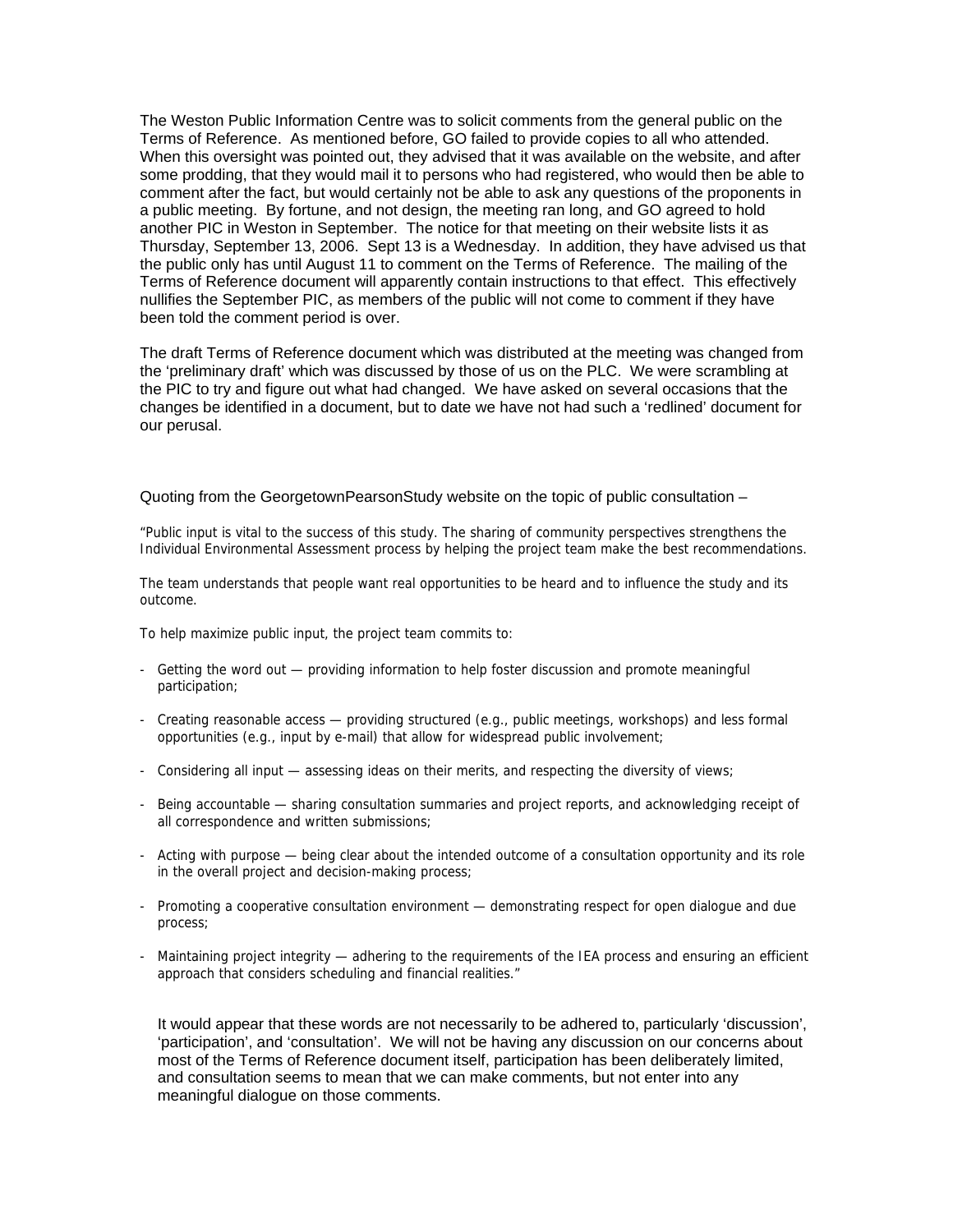The Weston Public Information Centre was to solicit comments from the general public on the Terms of Reference. As mentioned before, GO failed to provide copies to all who attended. When this oversight was pointed out, they advised that it was available on the website, and after some prodding, that they would mail it to persons who had registered, who would then be able to comment after the fact, but would certainly not be able to ask any questions of the proponents in a public meeting. By fortune, and not design, the meeting ran long, and GO agreed to hold another PIC in Weston in September. The notice for that meeting on their website lists it as Thursday, September 13, 2006. Sept 13 is a Wednesday. In addition, they have advised us that the public only has until August 11 to comment on the Terms of Reference. The mailing of the Terms of Reference document will apparently contain instructions to that effect. This effectively nullifies the September PIC, as members of the public will not come to comment if they have been told the comment period is over.

The draft Terms of Reference document which was distributed at the meeting was changed from the 'preliminary draft' which was discussed by those of us on the PLC. We were scrambling at the PIC to try and figure out what had changed. We have asked on several occasions that the changes be identified in a document, but to date we have not had such a 'redlined' document for our perusal.

Quoting from the GeorgetownPearsonStudy website on the topic of public consultation –

"Public input is vital to the success of this study. The sharing of community perspectives strengthens the Individual Environmental Assessment process by helping the project team make the best recommendations.

The team understands that people want real opportunities to be heard and to influence the study and its outcome.

To help maximize public input, the project team commits to:

- Getting the word out — providing information to help foster discussion and promote meaningful participation;
- Creating reasonable access — providing structured (e.g., public meetings, workshops) and less formal opportunities (e.g., input by e-mail) that allow for widespread public involvement;
- Considering all input — assessing ideas on their merits, and respecting the diversity of views;
- Being accountable — sharing consultation summaries and project reports, and acknowledging receipt of all correspondence and written submissions;
- Acting with purpose — being clear about the intended outcome of a consultation opportunity and its role in the overall project and decision-making process;
- Promoting a cooperative consultation environment — demonstrating respect for open dialogue and due process;
- Maintaining project integrity — adhering to the requirements of the IEA process and ensuring an efficient approach that considers scheduling and financial realities."

It would appear that these words are not necessarily to be adhered to, particularly 'discussion', 'participation', and 'consultation'. We will not be having any discussion on our concerns about most of the Terms of Reference document itself, participation has been deliberately limited, and consultation seems to mean that we can make comments, but not enter into any meaningful dialogue on those comments.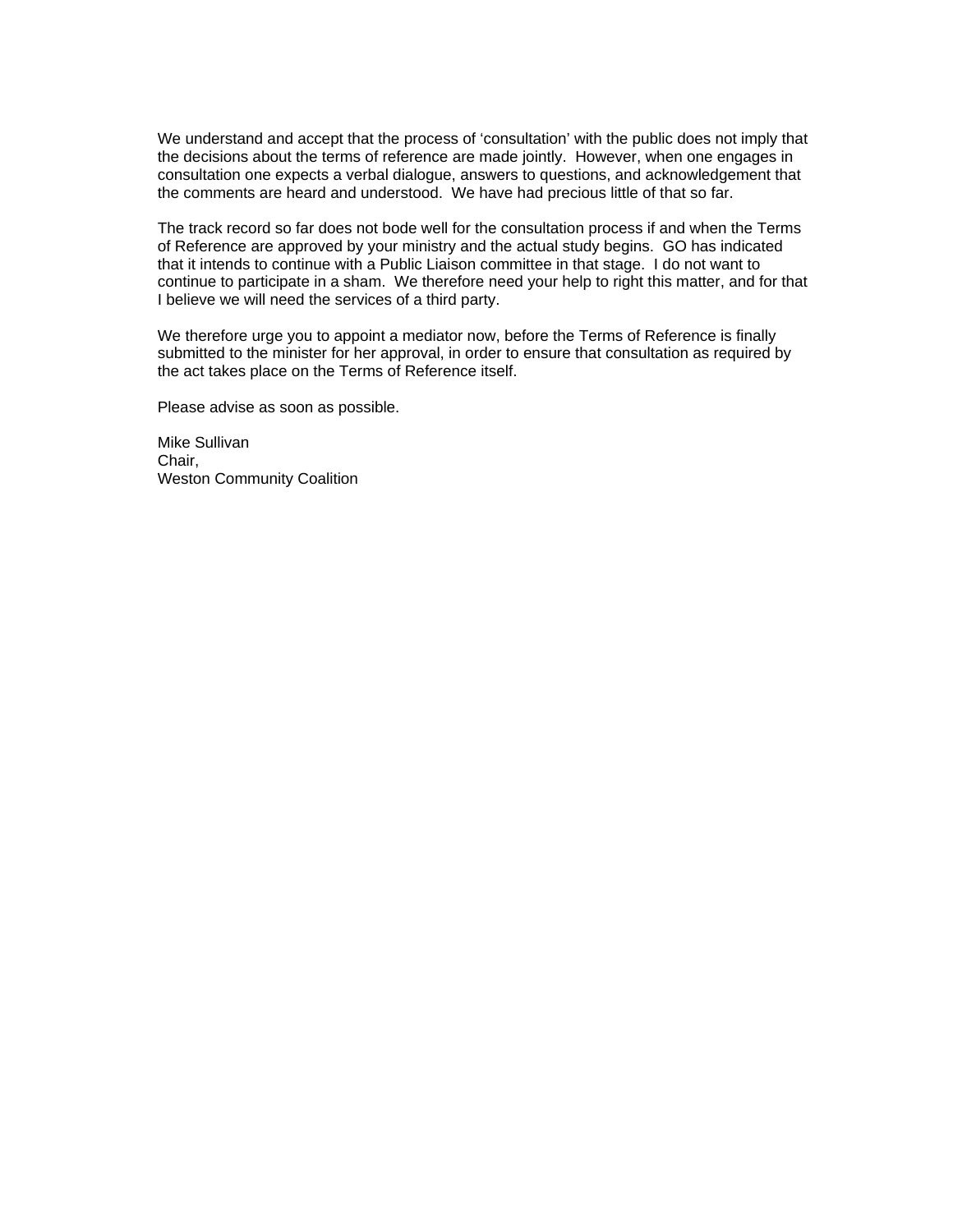We understand and accept that the process of 'consultation' with the public does not imply that the decisions about the terms of reference are made jointly. However, when one engages in consultation one expects a verbal dialogue, answers to questions, and acknowledgement that the comments are heard and understood. We have had precious little of that so far.

The track record so far does not bode well for the consultation process if and when the Terms of Reference are approved by your ministry and the actual study begins. GO has indicated that it intends to continue with a Public Liaison committee in that stage. I do not want to continue to participate in a sham. We therefore need your help to right this matter, and for that I believe we will need the services of a third party.

We therefore urge you to appoint a mediator now, before the Terms of Reference is finally submitted to the minister for her approval, in order to ensure that consultation as required by the act takes place on the Terms of Reference itself.

Please advise as soon as possible.

Mike Sullivan
Chair,
Weston Community Coalition